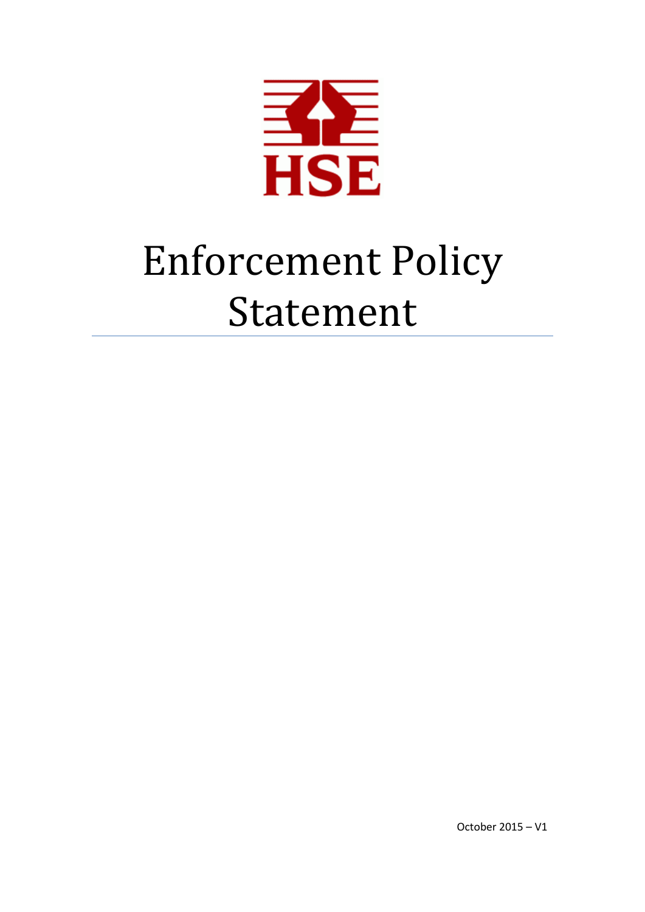HSE

# Enforcement Policy Statement

October 2015 – V1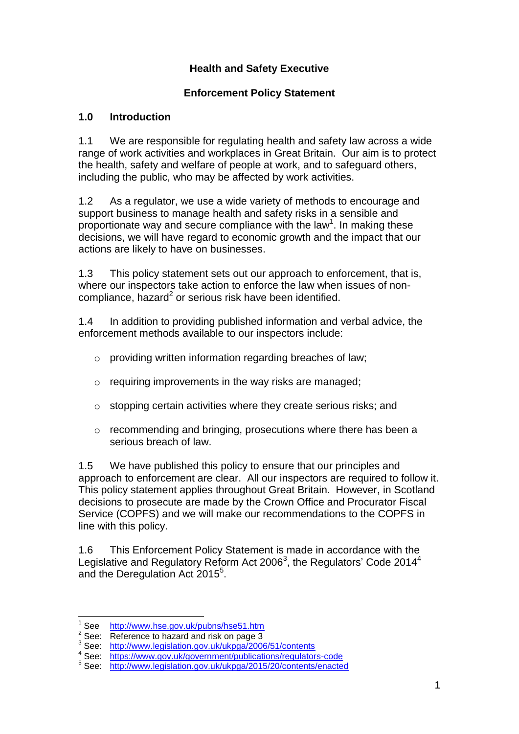# Health and Safety Executive

## Enforcement Policy Statement

### 1.0 Introduction

1.1 We are responsible for regulating health and safety law across a wide range of work activities and workplaces in Great Britain. Our aim is to protect the health, safety and welfare of people at work, and to safeguard others, including the public, who may be affected by work activities.

1.2 As a regulator, we use a wide variety of methods to encourage and support business to manage health and safety risks in a sensible and proportionate way and secure compliance with the law[1]. In making these decisions, we will have regard to economic growth and the impact that our actions are likely to have on businesses.

1.3 This policy statement sets out our approach to enforcement, that is, where our inspectors take action to enforce the law when issues of non-compliance, hazard[2] or serious risk have been identified.

1.4 In addition to providing published information and verbal advice, the enforcement methods available to our inspectors include:

- providing written information regarding breaches of law;
- requiring improvements in the way risks are managed;
- stopping certain activities where they create serious risks; and
- recommending and bringing, prosecutions where there has been a serious breach of law.

1.5 We have published this policy to ensure that our principles and approach to enforcement are clear. All our inspectors are required to follow it. This policy statement applies throughout Great Britain. However, in Scotland decisions to prosecute are made by the Crown Office and Procurator Fiscal Service (COPFS) and we will make our recommendations to the COPFS in line with this policy.

1.6 This Enforcement Policy Statement is made in accordance with the Legislative and Regulatory Reform Act 2006[3], the Regulators' Code 2014[4] and the Deregulation Act 2015[5].

---

[1] See http://www.hse.gov.uk/pubns/hse51.htm
[2] See: Reference to hazard and risk on page 3
[3] See: http://www.legislation.gov.uk/ukpga/2006/51/contents
[4] See: https://www.gov.uk/government/publications/regulators-code
[5] See: http://www.legislation.gov.uk/ukpga/2015/20/contents/enacted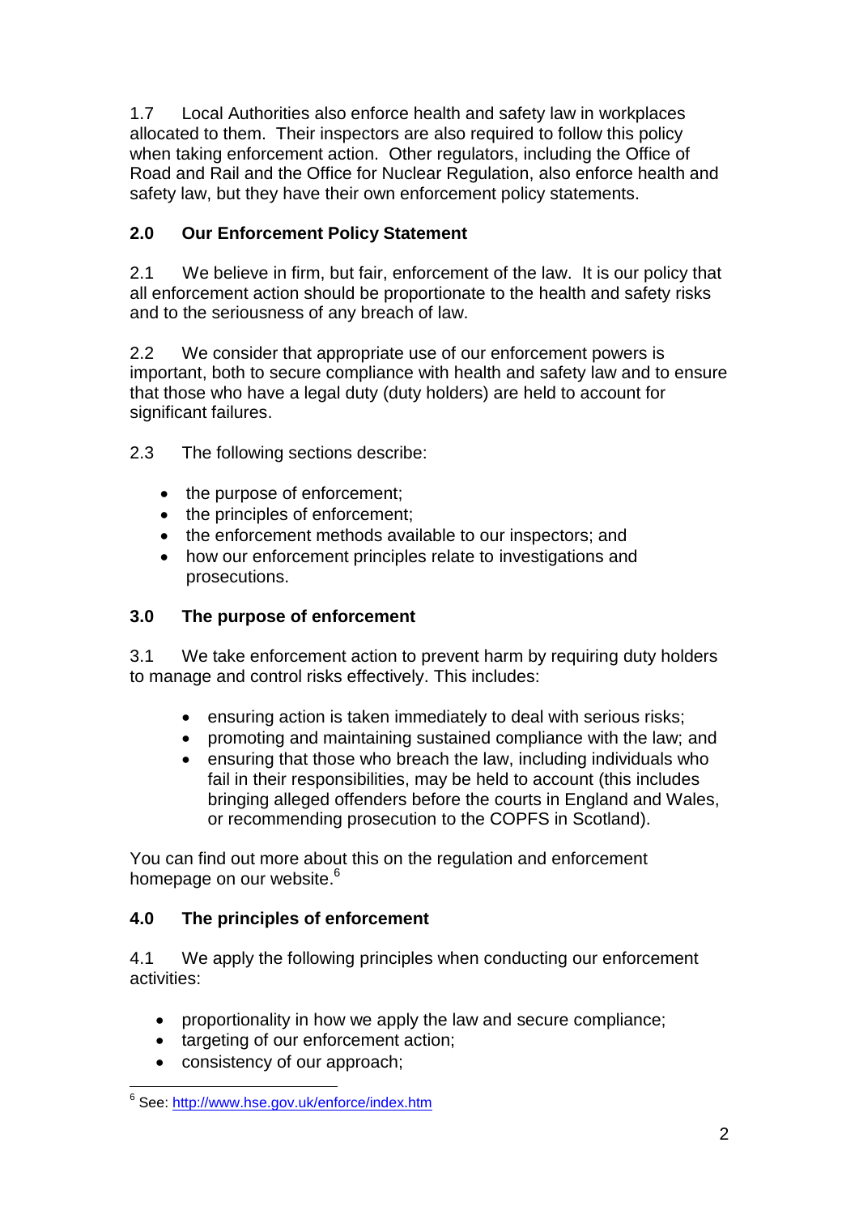1.7 Local Authorities also enforce health and safety law in workplaces allocated to them. Their inspectors are also required to follow this policy when taking enforcement action. Other regulators, including the Office of Road and Rail and the Office for Nuclear Regulation, also enforce health and safety law, but they have their own enforcement policy statements.

## 2.0 Our Enforcement Policy Statement

2.1 We believe in firm, but fair, enforcement of the law. It is our policy that all enforcement action should be proportionate to the health and safety risks and to the seriousness of any breach of law.

2.2 We consider that appropriate use of our enforcement powers is important, both to secure compliance with health and safety law and to ensure that those who have a legal duty (duty holders) are held to account for significant failures.

2.3 The following sections describe:

- the purpose of enforcement;
- the principles of enforcement;
- the enforcement methods available to our inspectors; and
- how our enforcement principles relate to investigations and prosecutions.

## 3.0 The purpose of enforcement

3.1 We take enforcement action to prevent harm by requiring duty holders to manage and control risks effectively. This includes:

- ensuring action is taken immediately to deal with serious risks;
- promoting and maintaining sustained compliance with the law; and
- ensuring that those who breach the law, including individuals who fail in their responsibilities, may be held to account (this includes bringing alleged offenders before the courts in England and Wales, or recommending prosecution to the COPFS in Scotland).

You can find out more about this on the regulation and enforcement homepage on our website.[6]

## 4.0 The principles of enforcement

4.1 We apply the following principles when conducting our enforcement activities:

- proportionality in how we apply the law and secure compliance;
- targeting of our enforcement action;
- consistency of our approach;

[6] See: http://www.hse.gov.uk/enforce/index.htm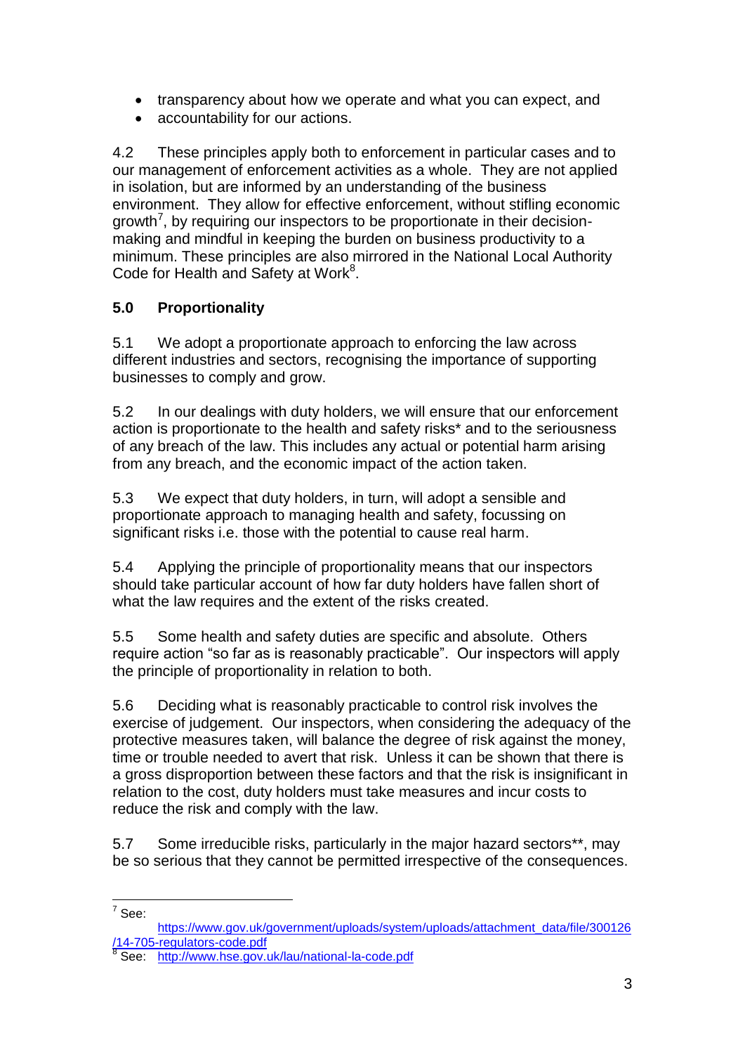- transparency about how we operate and what you can expect, and
- accountability for our actions.

4.2 These principles apply both to enforcement in particular cases and to our management of enforcement activities as a whole. They are not applied in isolation, but are informed by an understanding of the business environment. They allow for effective enforcement, without stifling economic growth[7], by requiring our inspectors to be proportionate in their decision-making and mindful in keeping the burden on business productivity to a minimum. These principles are also mirrored in the National Local Authority Code for Health and Safety at Work[8].

## 5.0 Proportionality

5.1 We adopt a proportionate approach to enforcing the law across different industries and sectors, recognising the importance of supporting businesses to comply and grow.

5.2 In our dealings with duty holders, we will ensure that our enforcement action is proportionate to the health and safety risks* and to the seriousness of any breach of the law. This includes any actual or potential harm arising from any breach, and the economic impact of the action taken.

5.3 We expect that duty holders, in turn, will adopt a sensible and proportionate approach to managing health and safety, focussing on significant risks i.e. those with the potential to cause real harm.

5.4 Applying the principle of proportionality means that our inspectors should take particular account of how far duty holders have fallen short of what the law requires and the extent of the risks created.

5.5 Some health and safety duties are specific and absolute. Others require action "so far as is reasonably practicable". Our inspectors will apply the principle of proportionality in relation to both.

5.6 Deciding what is reasonably practicable to control risk involves the exercise of judgement. Our inspectors, when considering the adequacy of the protective measures taken, will balance the degree of risk against the money, time or trouble needed to avert that risk. Unless it can be shown that there is a gross disproportion between these factors and that the risk is insignificant in relation to the cost, duty holders must take measures and incur costs to reduce the risk and comply with the law.

5.7 Some irreducible risks, particularly in the major hazard sectors**, may be so serious that they cannot be permitted irrespective of the consequences.

---

[7] See: https://www.gov.uk/government/uploads/system/uploads/attachment_data/file/300126/14-705-regulators-code.pdf

[8] See: http://www.hse.gov.uk/lau/national-la-code.pdf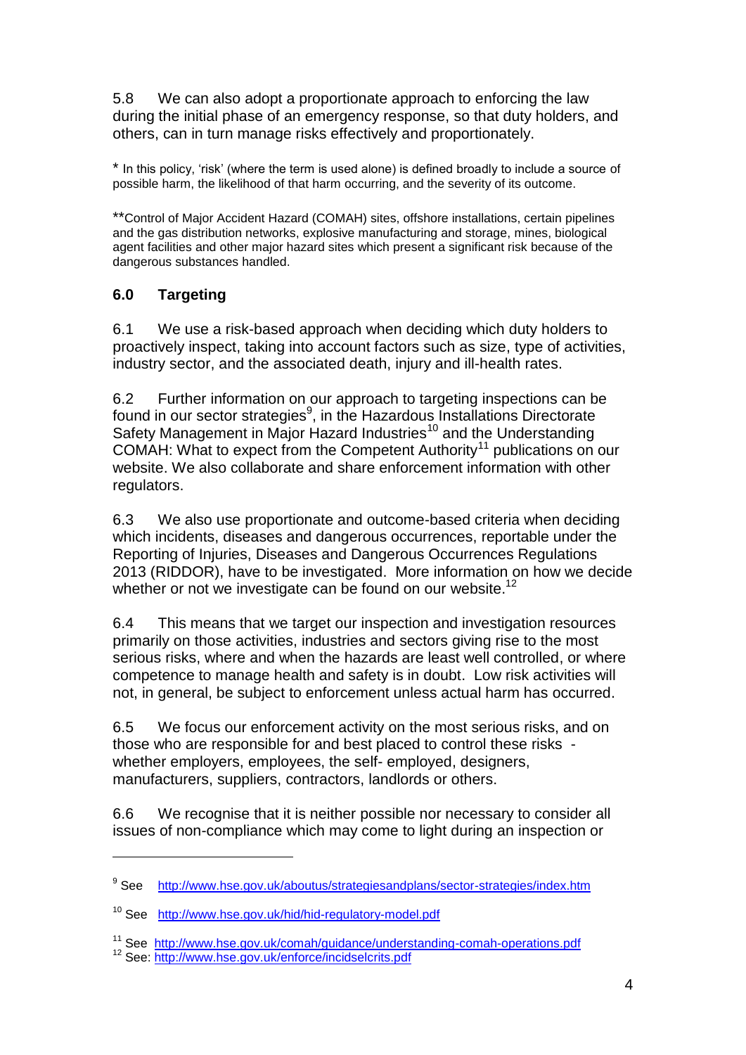5.8 We can also adopt a proportionate approach to enforcing the law during the initial phase of an emergency response, so that duty holders, and others, can in turn manage risks effectively and proportionately.

* In this policy, 'risk' (where the term is used alone) is defined broadly to include a source of possible harm, the likelihood of that harm occurring, and the severity of its outcome.

**Control of Major Accident Hazard (COMAH) sites, offshore installations, certain pipelines and the gas distribution networks, explosive manufacturing and storage, mines, biological agent facilities and other major hazard sites which present a significant risk because of the dangerous substances handled.

## 6.0 Targeting

6.1 We use a risk-based approach when deciding which duty holders to proactively inspect, taking into account factors such as size, type of activities, industry sector, and the associated death, injury and ill-health rates.

6.2 Further information on our approach to targeting inspections can be found in our sector strategies[9], in the Hazardous Installations Directorate Safety Management in Major Hazard Industries[10] and the Understanding COMAH: What to expect from the Competent Authority[11] publications on our website. We also collaborate and share enforcement information with other regulators.

6.3 We also use proportionate and outcome-based criteria when deciding which incidents, diseases and dangerous occurrences, reportable under the Reporting of Injuries, Diseases and Dangerous Occurrences Regulations 2013 (RIDDOR), have to be investigated. More information on how we decide whether or not we investigate can be found on our website.[12]

6.4 This means that we target our inspection and investigation resources primarily on those activities, industries and sectors giving rise to the most serious risks, where and when the hazards are least well controlled, or where competence to manage health and safety is in doubt. Low risk activities will not, in general, be subject to enforcement unless actual harm has occurred.

6.5 We focus our enforcement activity on the most serious risks, and on those who are responsible for and best placed to control these risks - whether employers, employees, the self- employed, designers, manufacturers, suppliers, contractors, landlords or others.

6.6 We recognise that it is neither possible nor necessary to consider all issues of non-compliance which may come to light during an inspection or

---

[9] See http://www.hse.gov.uk/aboutus/strategiesandplans/sector-strategies/index.htm

[10] See http://www.hse.gov.uk/hid/hid-regulatory-model.pdf

[11] See http://www.hse.gov.uk/comah/guidance/understanding-comah-operations.pdf

[12] See: http://www.hse.gov.uk/enforce/incidselcrits.pdf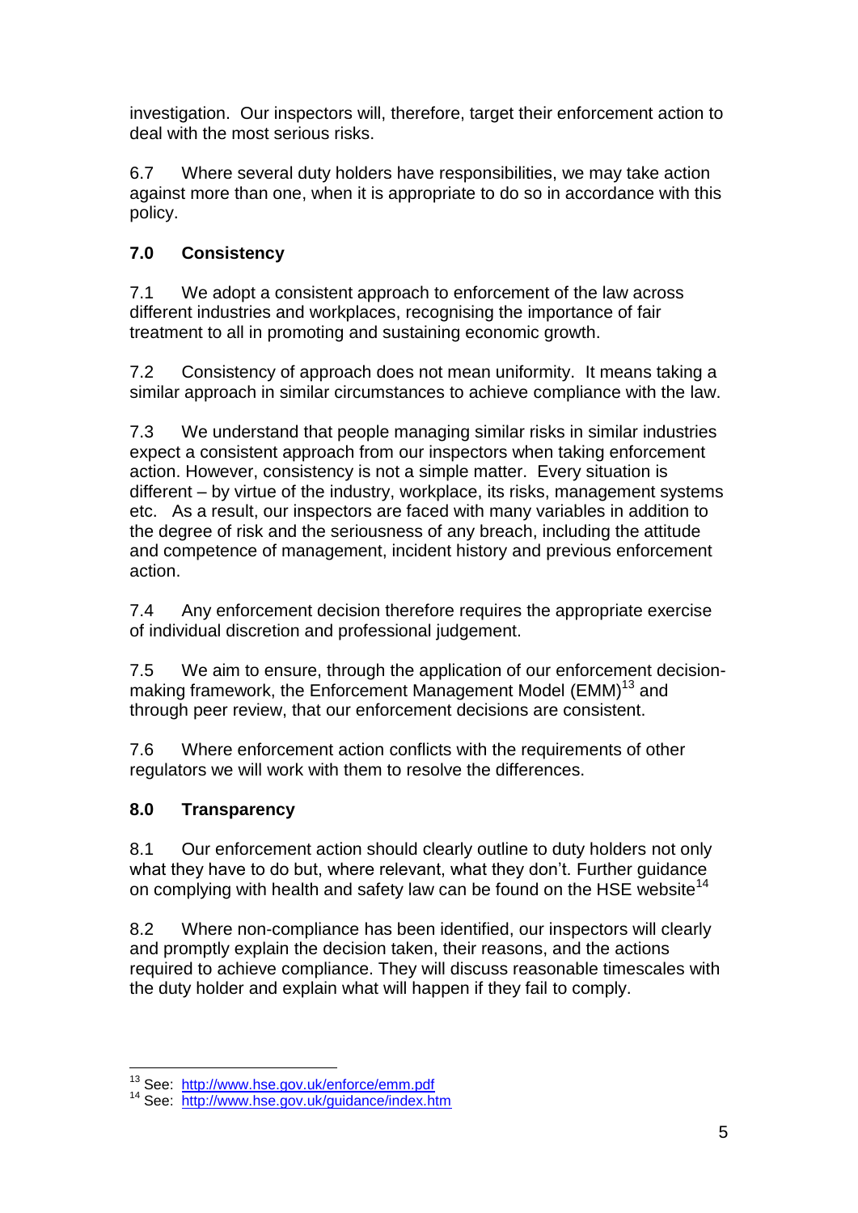investigation. Our inspectors will, therefore, target their enforcement action to deal with the most serious risks.

6.7 Where several duty holders have responsibilities, we may take action against more than one, when it is appropriate to do so in accordance with this policy.

## 7.0 Consistency

7.1 We adopt a consistent approach to enforcement of the law across different industries and workplaces, recognising the importance of fair treatment to all in promoting and sustaining economic growth.

7.2 Consistency of approach does not mean uniformity. It means taking a similar approach in similar circumstances to achieve compliance with the law.

7.3 We understand that people managing similar risks in similar industries expect a consistent approach from our inspectors when taking enforcement action. However, consistency is not a simple matter. Every situation is different – by virtue of the industry, workplace, its risks, management systems etc. As a result, our inspectors are faced with many variables in addition to the degree of risk and the seriousness of any breach, including the attitude and competence of management, incident history and previous enforcement action.

7.4 Any enforcement decision therefore requires the appropriate exercise of individual discretion and professional judgement.

7.5 We aim to ensure, through the application of our enforcement decision-making framework, the Enforcement Management Model (EMM)[13] and through peer review, that our enforcement decisions are consistent.

7.6 Where enforcement action conflicts with the requirements of other regulators we will work with them to resolve the differences.

## 8.0 Transparency

8.1 Our enforcement action should clearly outline to duty holders not only what they have to do but, where relevant, what they don't. Further guidance on complying with health and safety law can be found on the HSE website[14]

8.2 Where non-compliance has been identified, our inspectors will clearly and promptly explain the decision taken, their reasons, and the actions required to achieve compliance. They will discuss reasonable timescales with the duty holder and explain what will happen if they fail to comply.

---

[13] See: http://www.hse.gov.uk/enforce/emm.pdf

[14] See: http://www.hse.gov.uk/guidance/index.htm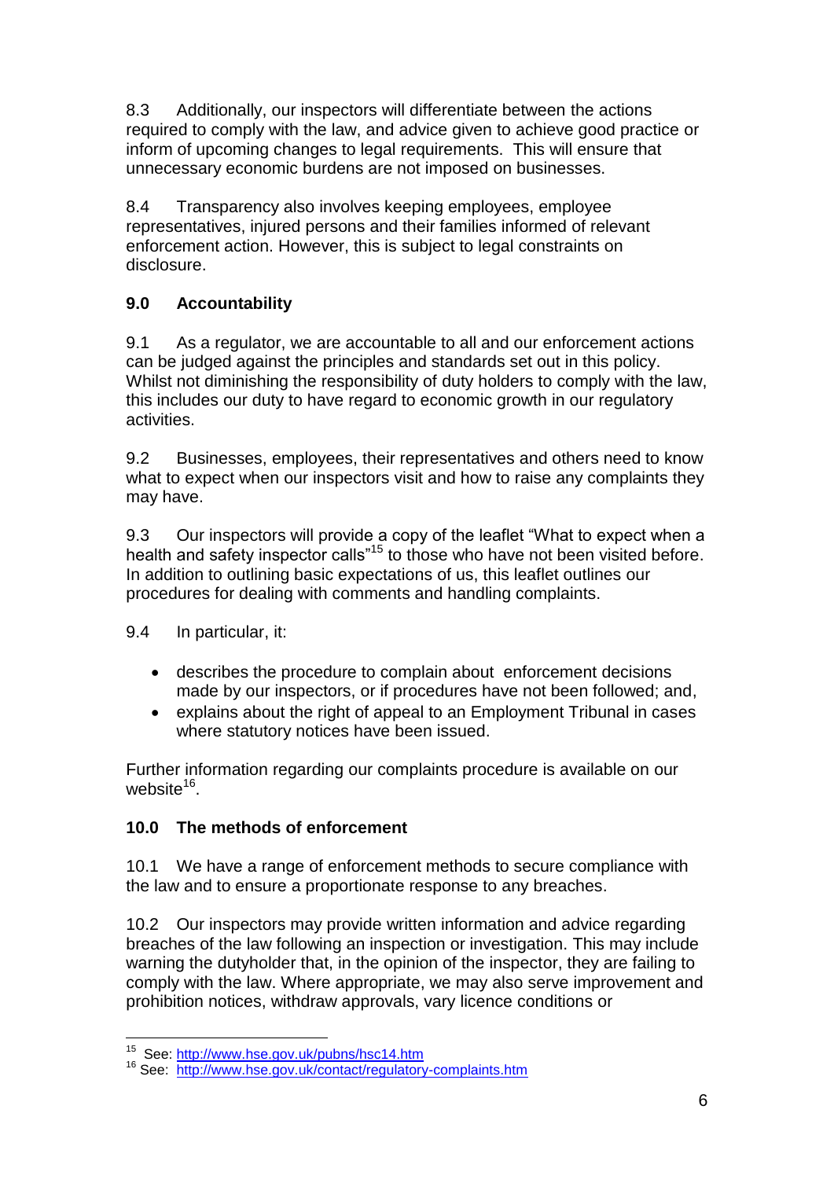8.3 Additionally, our inspectors will differentiate between the actions required to comply with the law, and advice given to achieve good practice or inform of upcoming changes to legal requirements. This will ensure that unnecessary economic burdens are not imposed on businesses.

8.4 Transparency also involves keeping employees, employee representatives, injured persons and their families informed of relevant enforcement action. However, this is subject to legal constraints on disclosure.

## 9.0 Accountability

9.1 As a regulator, we are accountable to all and our enforcement actions can be judged against the principles and standards set out in this policy. Whilst not diminishing the responsibility of duty holders to comply with the law, this includes our duty to have regard to economic growth in our regulatory activities.

9.2 Businesses, employees, their representatives and others need to know what to expect when our inspectors visit and how to raise any complaints they may have.

9.3 Our inspectors will provide a copy of the leaflet "What to expect when a health and safety inspector calls"[15] to those who have not been visited before. In addition to outlining basic expectations of us, this leaflet outlines our procedures for dealing with comments and handling complaints.

9.4 In particular, it:

- describes the procedure to complain about enforcement decisions made by our inspectors, or if procedures have not been followed; and,
- explains about the right of appeal to an Employment Tribunal in cases where statutory notices have been issued.

Further information regarding our complaints procedure is available on our website[16].

## 10.0 The methods of enforcement

10.1 We have a range of enforcement methods to secure compliance with the law and to ensure a proportionate response to any breaches.

10.2 Our inspectors may provide written information and advice regarding breaches of the law following an inspection or investigation. This may include warning the dutyholder that, in the opinion of the inspector, they are failing to comply with the law. Where appropriate, we may also serve improvement and prohibition notices, withdraw approvals, vary licence conditions or

---

[15] See: http://www.hse.gov.uk/pubns/hsc14.htm

[16] See: http://www.hse.gov.uk/contact/regulatory-complaints.htm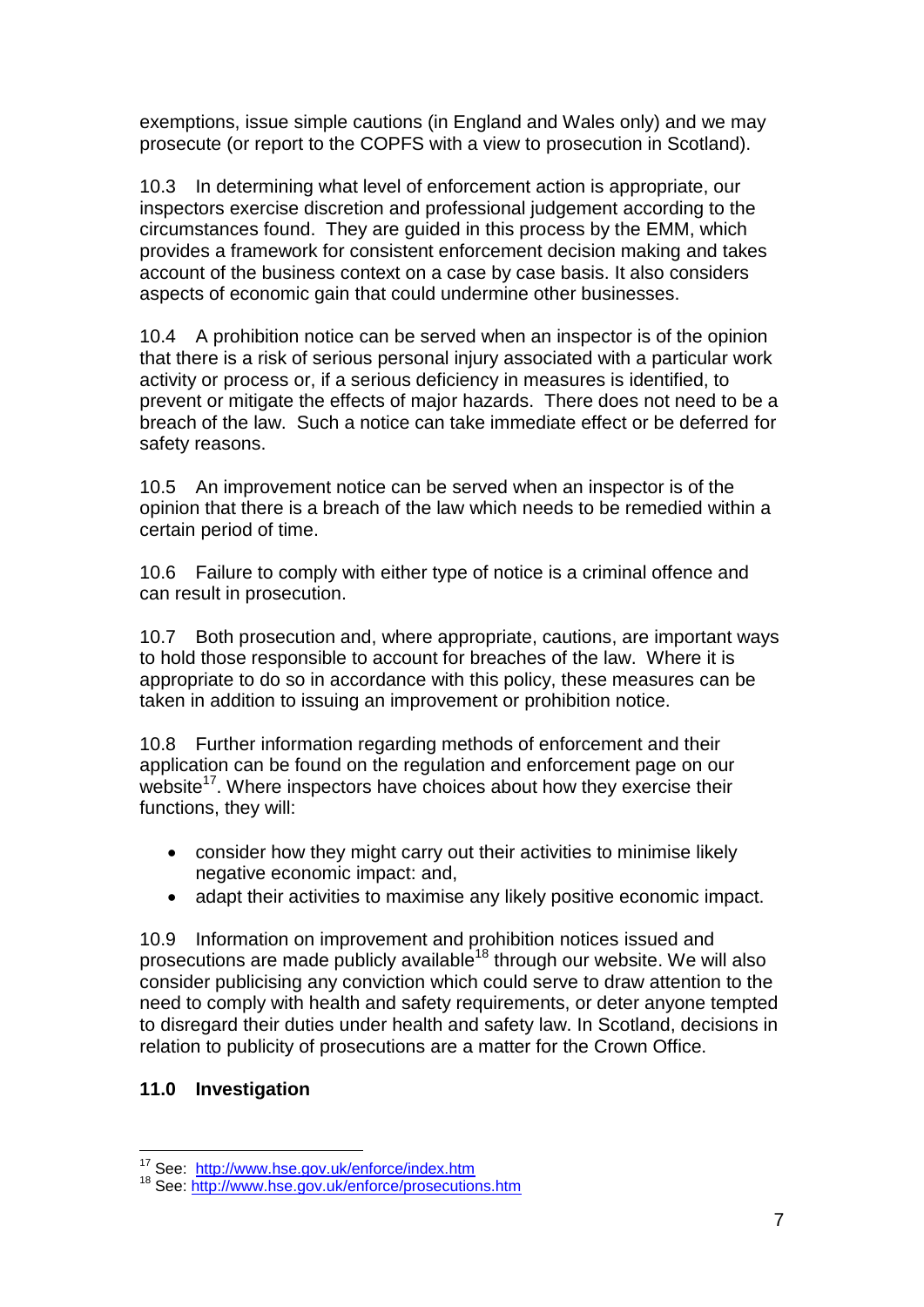exemptions, issue simple cautions (in England and Wales only) and we may prosecute (or report to the COPFS with a view to prosecution in Scotland).

10.3 In determining what level of enforcement action is appropriate, our inspectors exercise discretion and professional judgement according to the circumstances found. They are guided in this process by the EMM, which provides a framework for consistent enforcement decision making and takes account of the business context on a case by case basis. It also considers aspects of economic gain that could undermine other businesses.

10.4 A prohibition notice can be served when an inspector is of the opinion that there is a risk of serious personal injury associated with a particular work activity or process or, if a serious deficiency in measures is identified, to prevent or mitigate the effects of major hazards. There does not need to be a breach of the law. Such a notice can take immediate effect or be deferred for safety reasons.

10.5 An improvement notice can be served when an inspector is of the opinion that there is a breach of the law which needs to be remedied within a certain period of time.

10.6 Failure to comply with either type of notice is a criminal offence and can result in prosecution.

10.7 Both prosecution and, where appropriate, cautions, are important ways to hold those responsible to account for breaches of the law. Where it is appropriate to do so in accordance with this policy, these measures can be taken in addition to issuing an improvement or prohibition notice.

10.8 Further information regarding methods of enforcement and their application can be found on the regulation and enforcement page on our website[17]. Where inspectors have choices about how they exercise their functions, they will:

- consider how they might carry out their activities to minimise likely negative economic impact: and,
- adapt their activities to maximise any likely positive economic impact.

10.9 Information on improvement and prohibition notices issued and prosecutions are made publicly available[18] through our website. We will also consider publicising any conviction which could serve to draw attention to the need to comply with health and safety requirements, or deter anyone tempted to disregard their duties under health and safety law. In Scotland, decisions in relation to publicity of prosecutions are a matter for the Crown Office.

## 11.0 Investigation

---

[17] See: http://www.hse.gov.uk/enforce/index.htm

[18] See: http://www.hse.gov.uk/enforce/prosecutions.htm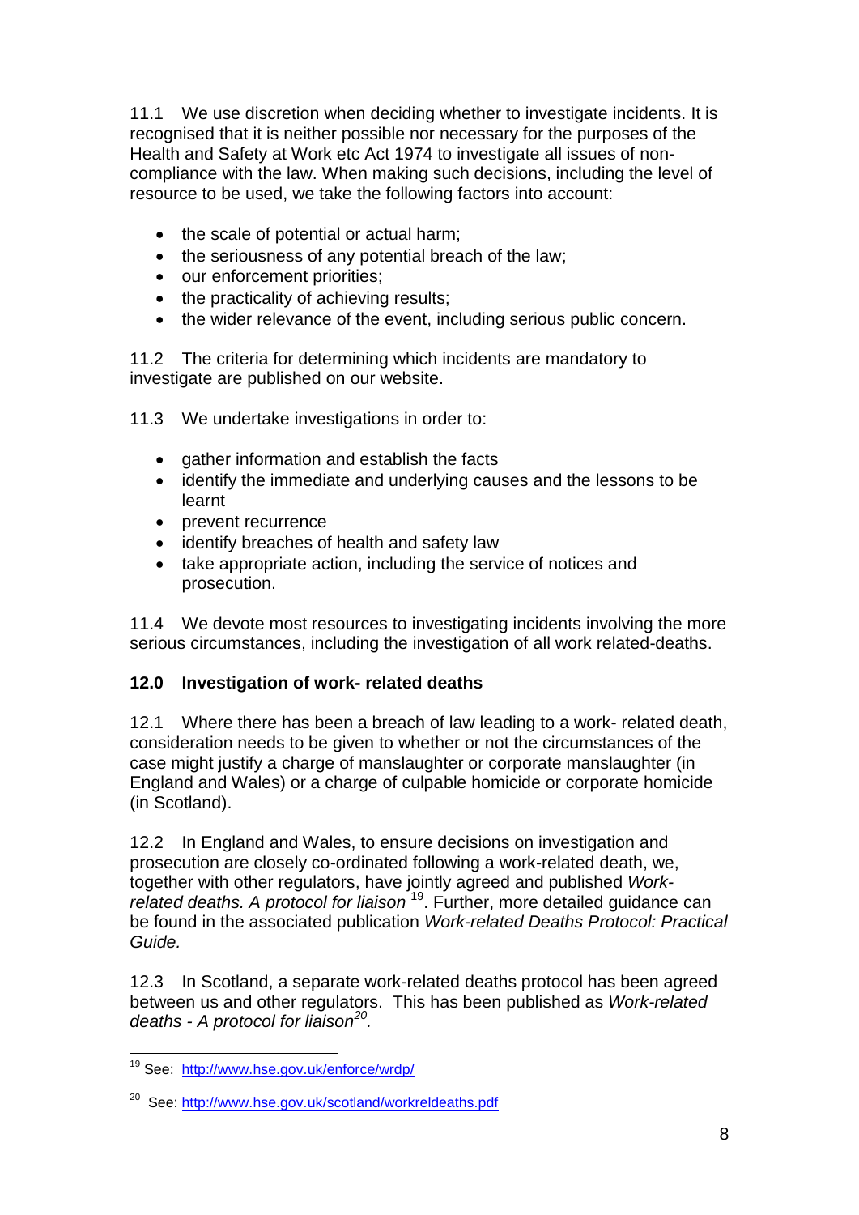11.1 We use discretion when deciding whether to investigate incidents. It is recognised that it is neither possible nor necessary for the purposes of the Health and Safety at Work etc Act 1974 to investigate all issues of non-compliance with the law. When making such decisions, including the level of resource to be used, we take the following factors into account:

- the scale of potential or actual harm;
- the seriousness of any potential breach of the law;
- our enforcement priorities;
- the practicality of achieving results;
- the wider relevance of the event, including serious public concern.

11.2 The criteria for determining which incidents are mandatory to investigate are published on our website.

11.3 We undertake investigations in order to:

- gather information and establish the facts
- identify the immediate and underlying causes and the lessons to be learnt
- prevent recurrence
- identify breaches of health and safety law
- take appropriate action, including the service of notices and prosecution.

11.4 We devote most resources to investigating incidents involving the more serious circumstances, including the investigation of all work related-deaths.

## 12.0 Investigation of work- related deaths

12.1 Where there has been a breach of law leading to a work- related death, consideration needs to be given to whether or not the circumstances of the case might justify a charge of manslaughter or corporate manslaughter (in England and Wales) or a charge of culpable homicide or corporate homicide (in Scotland).

12.2 In England and Wales, to ensure decisions on investigation and prosecution are closely co-ordinated following a work-related death, we, together with other regulators, have jointly agreed and published *Work-related deaths. A protocol for liaison* [19]. Further, more detailed guidance can be found in the associated publication *Work-related Deaths Protocol: Practical Guide.*

12.3 In Scotland, a separate work-related deaths protocol has been agreed between us and other regulators. This has been published as *Work-related deaths - A protocol for liaison*[20].

---

[19] See: http://www.hse.gov.uk/enforce/wrdp/

[20] See: http://www.hse.gov.uk/scotland/workreldeaths.pdf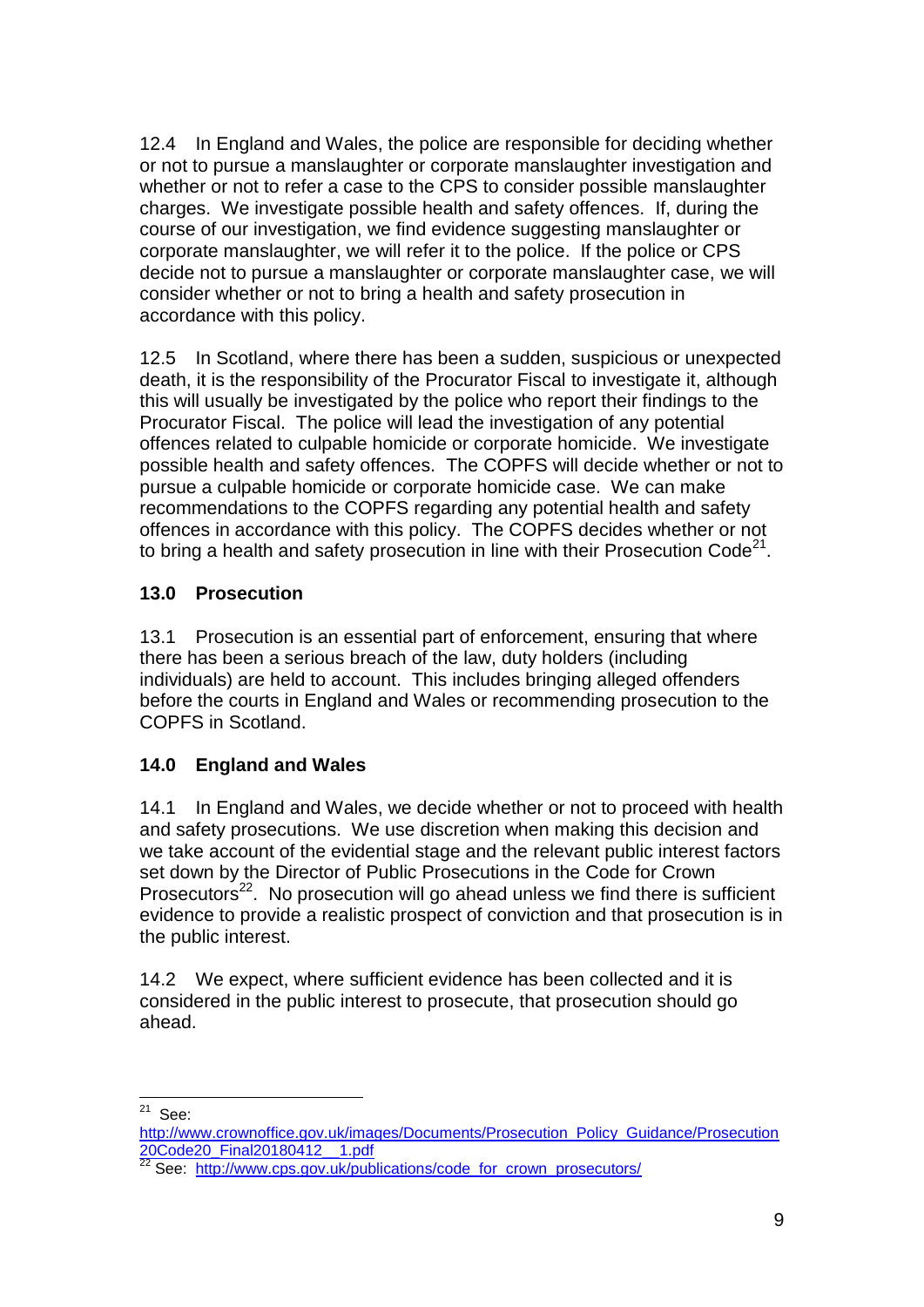12.4 In England and Wales, the police are responsible for deciding whether or not to pursue a manslaughter or corporate manslaughter investigation and whether or not to refer a case to the CPS to consider possible manslaughter charges. We investigate possible health and safety offences. If, during the course of our investigation, we find evidence suggesting manslaughter or corporate manslaughter, we will refer it to the police. If the police or CPS decide not to pursue a manslaughter or corporate manslaughter case, we will consider whether or not to bring a health and safety prosecution in accordance with this policy.

12.5 In Scotland, where there has been a sudden, suspicious or unexpected death, it is the responsibility of the Procurator Fiscal to investigate it, although this will usually be investigated by the police who report their findings to the Procurator Fiscal. The police will lead the investigation of any potential offences related to culpable homicide or corporate homicide. We investigate possible health and safety offences. The COPFS will decide whether or not to pursue a culpable homicide or corporate homicide case. We can make recommendations to the COPFS regarding any potential health and safety offences in accordance with this policy. The COPFS decides whether or not to bring a health and safety prosecution in line with their Prosecution Code[21].

## 13.0 Prosecution

13.1 Prosecution is an essential part of enforcement, ensuring that where there has been a serious breach of the law, duty holders (including individuals) are held to account. This includes bringing alleged offenders before the courts in England and Wales or recommending prosecution to the COPFS in Scotland.

## 14.0 England and Wales

14.1 In England and Wales, we decide whether or not to proceed with health and safety prosecutions. We use discretion when making this decision and we take account of the evidential stage and the relevant public interest factors set down by the Director of Public Prosecutions in the Code for Crown Prosecutors[22]. No prosecution will go ahead unless we find there is sufficient evidence to provide a realistic prospect of conviction and that prosecution is in the public interest.

14.2 We expect, where sufficient evidence has been collected and it is considered in the public interest to prosecute, that prosecution should go ahead.

---

[21] See: http://www.crownoffice.gov.uk/images/Documents/Prosecution_Policy_Guidance/Prosecution20Code20_Final20180412__1.pdf

[22] See: http://www.cps.gov.uk/publications/code_for_crown_prosecutors/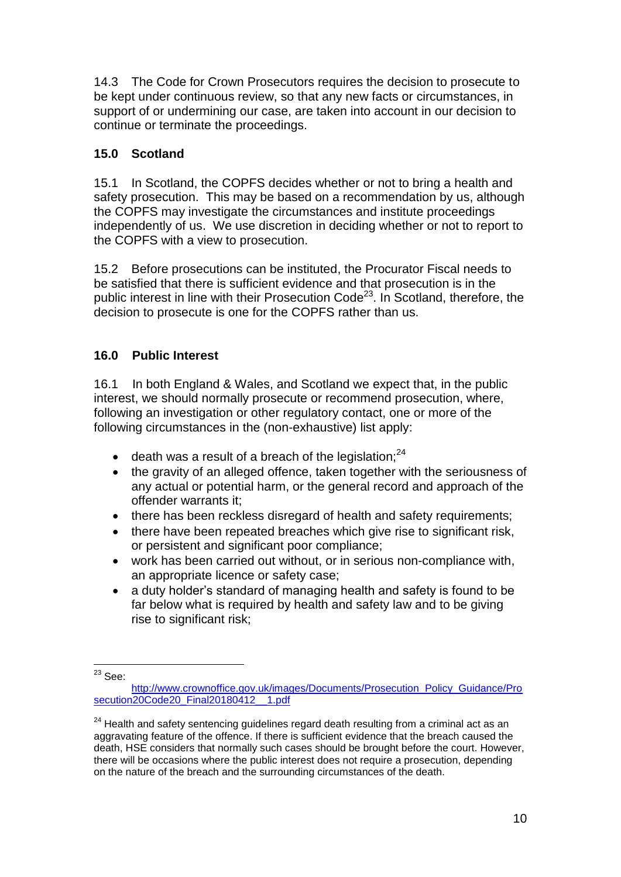14.3 The Code for Crown Prosecutors requires the decision to prosecute to be kept under continuous review, so that any new facts or circumstances, in support of or undermining our case, are taken into account in our decision to continue or terminate the proceedings.

## 15.0 Scotland

15.1 In Scotland, the COPFS decides whether or not to bring a health and safety prosecution. This may be based on a recommendation by us, although the COPFS may investigate the circumstances and institute proceedings independently of us. We use discretion in deciding whether or not to report to the COPFS with a view to prosecution.

15.2 Before prosecutions can be instituted, the Procurator Fiscal needs to be satisfied that there is sufficient evidence and that prosecution is in the public interest in line with their Prosecution Code[23]. In Scotland, therefore, the decision to prosecute is one for the COPFS rather than us.

## 16.0 Public Interest

16.1 In both England & Wales, and Scotland we expect that, in the public interest, we should normally prosecute or recommend prosecution, where, following an investigation or other regulatory contact, one or more of the following circumstances in the (non-exhaustive) list apply:

- death was a result of a breach of the legislation;[24]
- the gravity of an alleged offence, taken together with the seriousness of any actual or potential harm, or the general record and approach of the offender warrants it;
- there has been reckless disregard of health and safety requirements;
- there have been repeated breaches which give rise to significant risk, or persistent and significant poor compliance;
- work has been carried out without, or in serious non-compliance with, an appropriate licence or safety case;
- a duty holder's standard of managing health and safety is found to be far below what is required by health and safety law and to be giving rise to significant risk;

---

[23] See: http://www.crownoffice.gov.uk/images/Documents/Prosecution_Policy_Guidance/Prosecution20Code20_Final20180412__1.pdf

[24] Health and safety sentencing guidelines regard death resulting from a criminal act as an aggravating feature of the offence. If there is sufficient evidence that the breach caused the death, HSE considers that normally such cases should be brought before the court. However, there will be occasions where the public interest does not require a prosecution, depending on the nature of the breach and the surrounding circumstances of the death.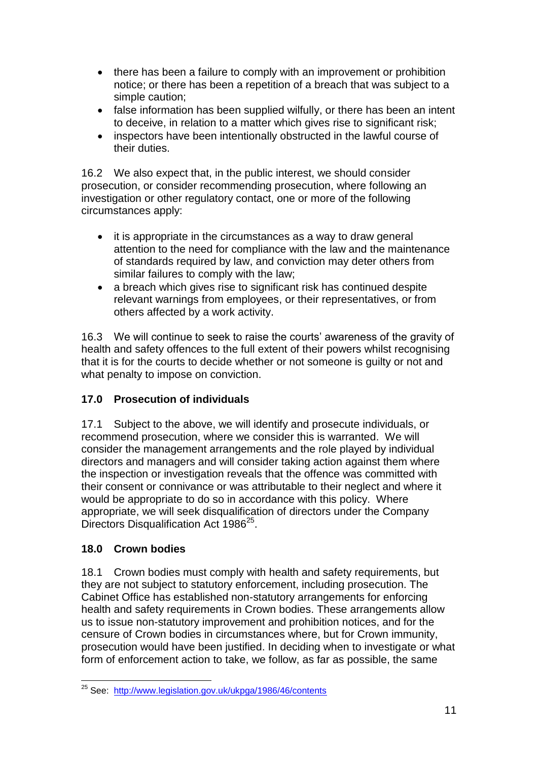- there has been a failure to comply with an improvement or prohibition notice; or there has been a repetition of a breach that was subject to a simple caution;
- false information has been supplied wilfully, or there has been an intent to deceive, in relation to a matter which gives rise to significant risk;
- inspectors have been intentionally obstructed in the lawful course of their duties.

16.2 We also expect that, in the public interest, we should consider prosecution, or consider recommending prosecution, where following an investigation or other regulatory contact, one or more of the following circumstances apply:

- it is appropriate in the circumstances as a way to draw general attention to the need for compliance with the law and the maintenance of standards required by law, and conviction may deter others from similar failures to comply with the law;
- a breach which gives rise to significant risk has continued despite relevant warnings from employees, or their representatives, or from others affected by a work activity.

16.3 We will continue to seek to raise the courts' awareness of the gravity of health and safety offences to the full extent of their powers whilst recognising that it is for the courts to decide whether or not someone is guilty or not and what penalty to impose on conviction.

## 17.0 Prosecution of individuals

17.1 Subject to the above, we will identify and prosecute individuals, or recommend prosecution, where we consider this is warranted. We will consider the management arrangements and the role played by individual directors and managers and will consider taking action against them where the inspection or investigation reveals that the offence was committed with their consent or connivance or was attributable to their neglect and where it would be appropriate to do so in accordance with this policy. Where appropriate, we will seek disqualification of directors under the Company Directors Disqualification Act 1986[25].

## 18.0 Crown bodies

18.1 Crown bodies must comply with health and safety requirements, but they are not subject to statutory enforcement, including prosecution. The Cabinet Office has established non-statutory arrangements for enforcing health and safety requirements in Crown bodies. These arrangements allow us to issue non-statutory improvement and prohibition notices, and for the censure of Crown bodies in circumstances where, but for Crown immunity, prosecution would have been justified. In deciding when to investigate or what form of enforcement action to take, we follow, as far as possible, the same

---

[25] See: http://www.legislation.gov.uk/ukpga/1986/46/contents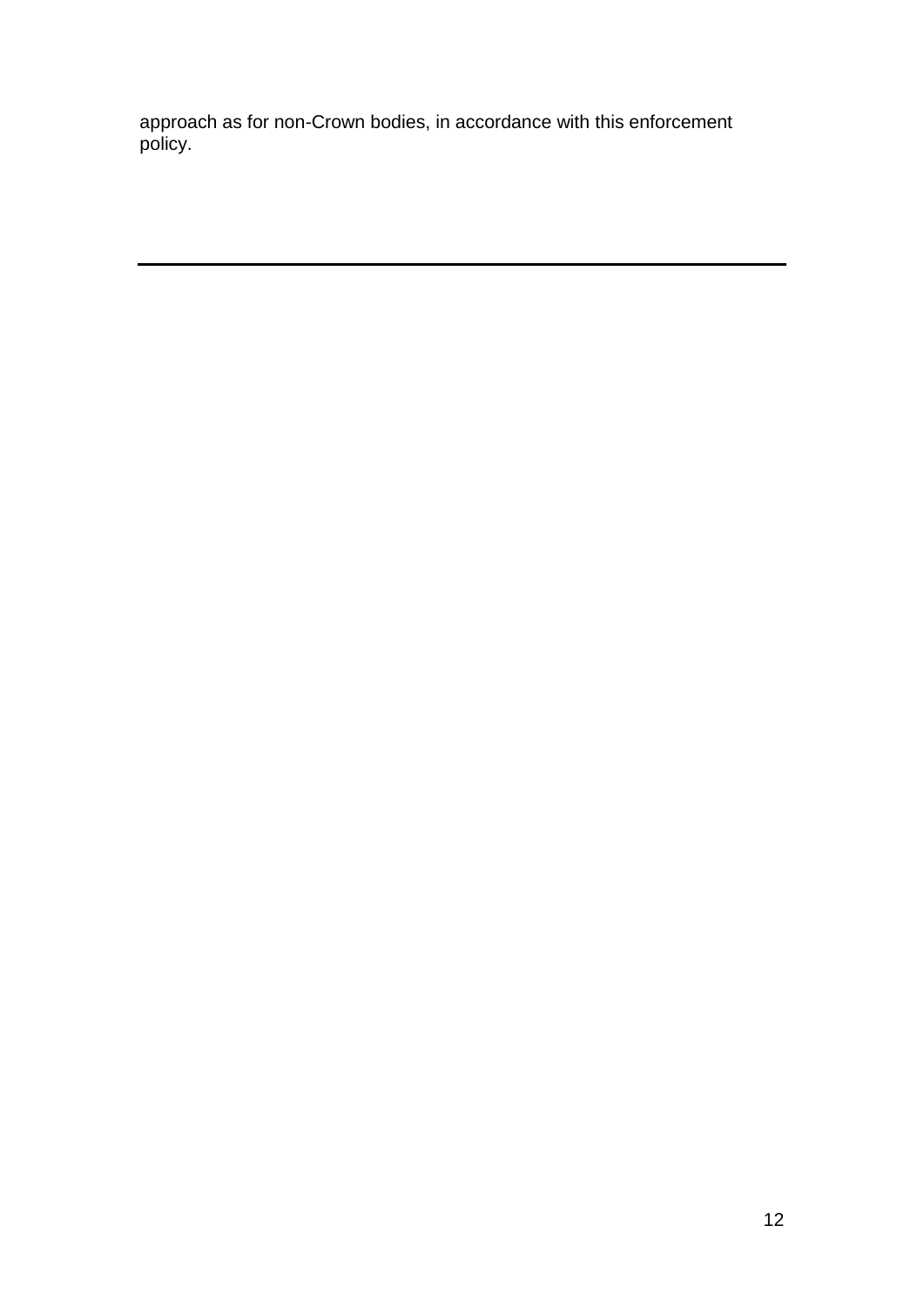approach as for non-Crown bodies, in accordance with this enforcement policy.

---